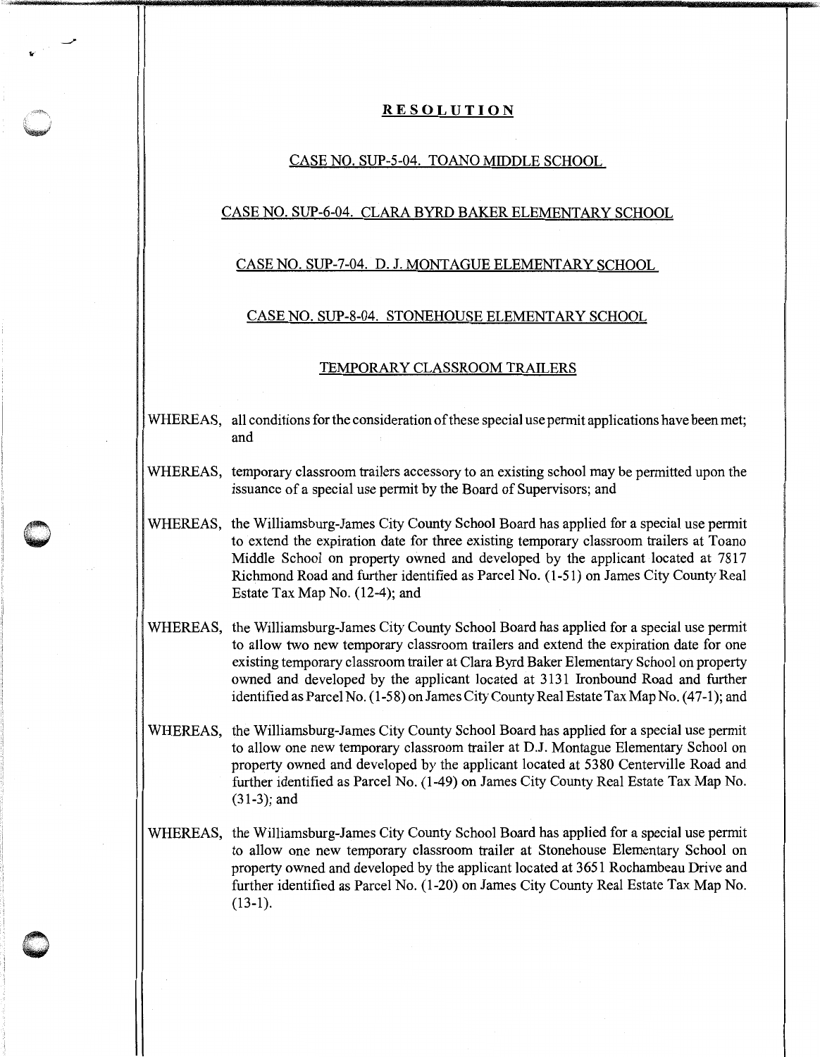# RESOLUTION

## CASE NO. SUP-5-04. TOANO MIDDLE SCHOOL

## CASE NO. SUP-6-04. CLARA BYRD BAKER ELEMENTARY SCHOOL

## CASE NO. SUP-7-04. D. J. MONTAGUE ELEMENTARY SCHOOL

## CASE NO. SUP-8-04. STONEHOUSE ELEMENTARY SCHOOL

## TEMPORARY CLASSROOM TRAILERS

WHEREAS, all conditions for the consideration of these special use permit applications have been met; and

WHEREAS, temporary classroom trailers accessory to an existing school may be permitted upon the issuance of a special use permit by the Board of Supervisors; and

WHEREAS, the Williamsburg-James City County School Board has applied for a special use permit to extend the expiration date for three existing temporary classroom trailers at Toano Middle School on property owned and developed by the applicant located at 7817 Richmond Road and further identified as Parcel No. (1-51) on James City County Real Estate Tax Map No. (12-4); and

WHEREAS, the Williamsburg-James City County School Board has applied for a special use permit to allow two new temporary classroom trailers and extend the expiration date for one existing temporary classroom trailer at Clara Byrd Baker Elementary School on property owned and developed by the applicant located at 3131 Ironbound Road and further identified as Parcel No. (1-58) on James City County Real Estate Tax Map No. (47-1); and

WHEREAS, the Williamsburg-James City County School Board has applied for a special use permit to allow one new temporary classroom trailer at D.J. Montague Elementary School on property owned and developed by the applicant located at 5380 Centerville Road and further identified as Parcel No. (1-49) on James City County Real Estate Tax Map No. (31-3); and

WHEREAS, the Williamsburg-James City County School Board has applied for a special use permit to allow one new temporary classroom trailer at Stonehouse Elementary School on property owned and developed by the applicant located at 3651 Rochambeau Drive and further identified as Parcel No. (1-20) on James City County Real Estate Tax Map No. (13-1).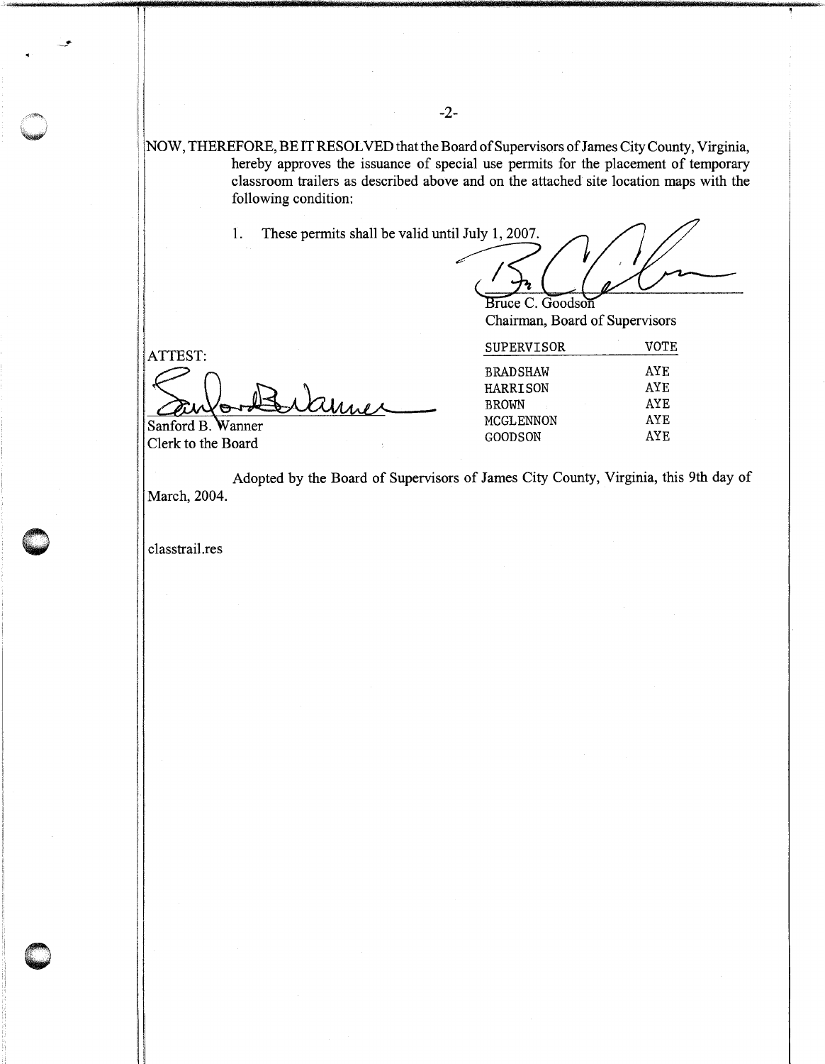NOW, THEREFORE, BE IT RESOLVED that the Board of Supervisors of James City County, Virginia, hereby approves the issuance of special use permits for the placement of temporary classroom trailers as described above and on the attached site location maps with the following condition:

1. These permits shall be valid until July 1, 2007.

Bruce C. Goodson
Chairman, Board of Supervisors

ATTEST:

Sanford B. Wanner
Clerk to the Board

| SUPERVISOR | VOTE |
| --- | --- |
| BRADSHAW | AYE |
| HARRISON | AYE |
| BROWN | AYE |
| MCGLENNON | AYE |
| GOODSON | AYE |

Adopted by the Board of Supervisors of James City County, Virginia, this 9th day of March, 2004.

classtrail.res